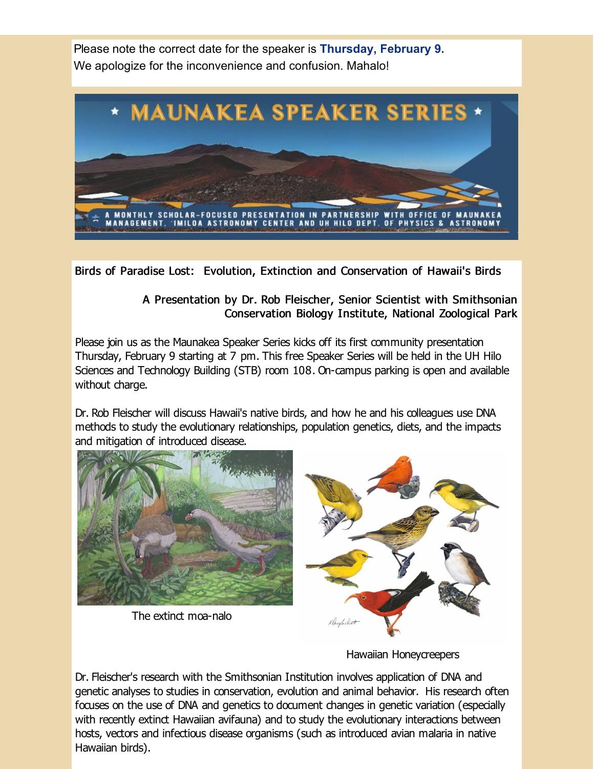Please note the correct date for the speaker is **Thursday, February 9.**
We apologize for the inconvenience and confusion. Mahalo!

# MAUNAKEA SPEAKER SERIES

A MONTHLY SCHOLAR-FOCUSED PRESENTATION IN PARTNERSHIP WITH OFFICE OF MAUNAKEA MANAGEMENT, ʻIMILOA ASTRONOMY CENTER AND UH HILO DEPT. OF PHYSICS & ASTRONOMY

## Birds of Paradise Lost: Evolution, Extinction and Conservation of Hawaii's Birds

### A Presentation by Dr. Rob Fleischer, Senior Scientist with Smithsonian Conservation Biology Institute, National Zoological Park

Please join us as the Maunakea Speaker Series kicks off its first community presentation Thursday, February 9 starting at 7 pm. This free Speaker Series will be held in the UH Hilo Sciences and Technology Building (STB) room 108. On-campus parking is open and available without charge.

Dr. Rob Fleischer will discuss Hawaii's native birds, and how he and his colleagues use DNA methods to study the evolutionary relationships, population genetics, diets, and the impacts and mitigation of introduced disease.

The extinct moa-nalo

Hawaiian Honeycreepers

Dr. Fleischer's research with the Smithsonian Institution involves application of DNA and genetic analyses to studies in conservation, evolution and animal behavior. His research often focuses on the use of DNA and genetics to document changes in genetic variation (especially with recently extinct Hawaiian avifauna) and to study the evolutionary interactions between hosts, vectors and infectious disease organisms (such as introduced avian malaria in native Hawaiian birds).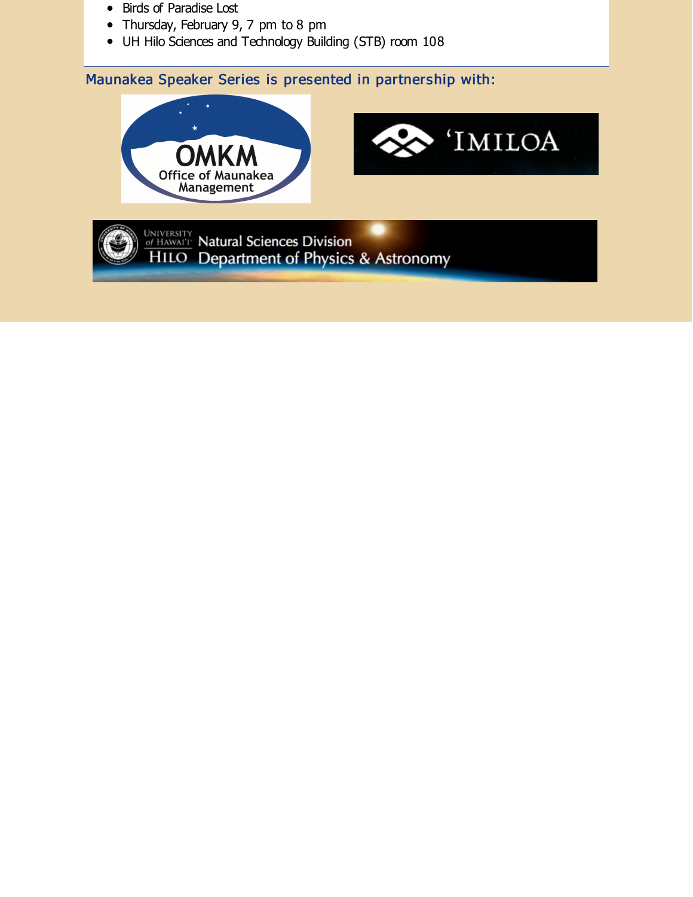- Birds of Paradise Lost
- Thursday, February 9, 7 pm to 8 pm
- UH Hilo Sciences and Technology Building (STB) room 108

## Maunakea Speaker Series is presented in partnership with:

OMKM Office of Maunakea Management

ʻIMILOA

University of Hawaiʻi Hilo Natural Sciences Division Department of Physics & Astronomy